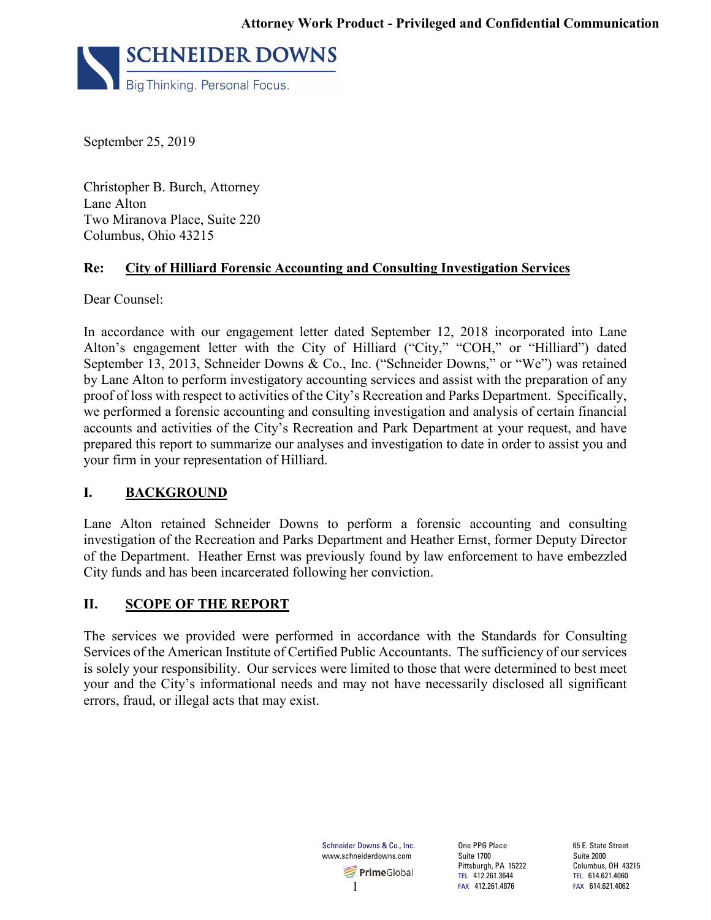**Attorney Work Product - Privileged and Confidential Communication**

**SCHNEIDER DOWNS**
Big Thinking. Personal Focus.

September 25, 2019

Christopher B. Burch, Attorney
Lane Alton
Two Miranova Place, Suite 220
Columbus, Ohio 43215

**Re: City of Hilliard Forensic Accounting and Consulting Investigation Services**

Dear Counsel:

In accordance with our engagement letter dated September 12, 2018 incorporated into Lane Alton's engagement letter with the City of Hilliard ("City," "COH," or "Hilliard") dated September 13, 2013, Schneider Downs & Co., Inc. ("Schneider Downs," or "We") was retained by Lane Alton to perform investigatory accounting services and assist with the preparation of any proof of loss with respect to activities of the City's Recreation and Parks Department. Specifically, we performed a forensic accounting and consulting investigation and analysis of certain financial accounts and activities of the City's Recreation and Park Department at your request, and have prepared this report to summarize our analyses and investigation to date in order to assist you and your firm in your representation of Hilliard.

## I. BACKGROUND

Lane Alton retained Schneider Downs to perform a forensic accounting and consulting investigation of the Recreation and Parks Department and Heather Ernst, former Deputy Director of the Department. Heather Ernst was previously found by law enforcement to have embezzled City funds and has been incarcerated following her conviction.

## II. SCOPE OF THE REPORT

The services we provided were performed in accordance with the Standards for Consulting Services of the American Institute of Certified Public Accountants. The sufficiency of our services is solely your responsibility. Our services were limited to those that were determined to best meet your and the City's informational needs and may not have necessarily disclosed all significant errors, fraud, or illegal acts that may exist.

Schneider Downs & Co., Inc.
www.schneiderdowns.com
PrimeGlobal

One PPG Place
Suite 1700
Pittsburgh, PA 15222
TEL 412.261.3644
FAX 412.261.4876

65 E. State Street
Suite 2000
Columbus, OH 43215
TEL 614.621.4060
FAX 614.621.4062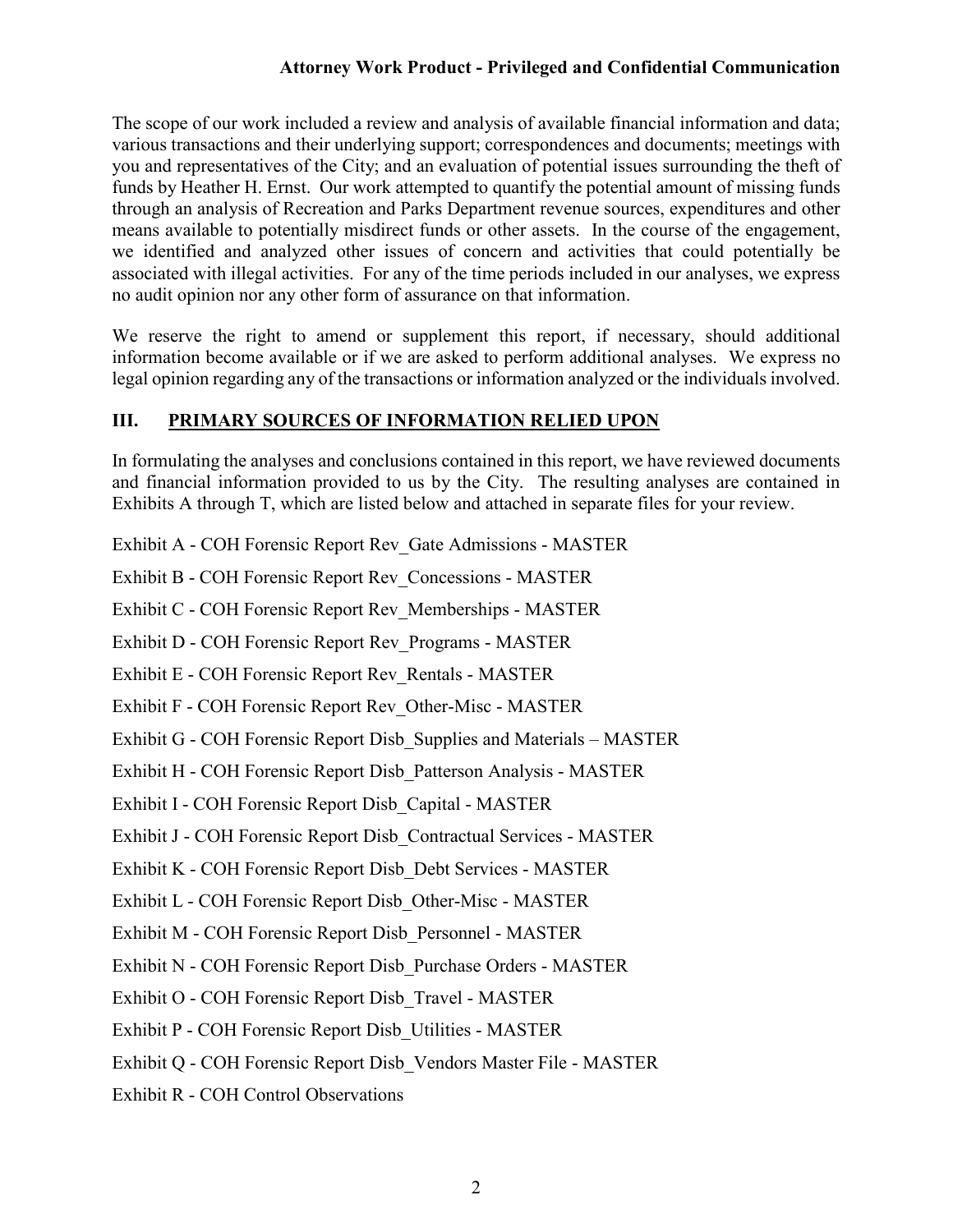The scope of our work included a review and analysis of available financial information and data; various transactions and their underlying support; correspondences and documents; meetings with you and representatives of the City; and an evaluation of potential issues surrounding the theft of funds by Heather H. Ernst. Our work attempted to quantify the potential amount of missing funds through an analysis of Recreation and Parks Department revenue sources, expenditures and other means available to potentially misdirect funds or other assets. In the course of the engagement, we identified and analyzed other issues of concern and activities that could potentially be associated with illegal activities. For any of the time periods included in our analyses, we express no audit opinion nor any other form of assurance on that information.

We reserve the right to amend or supplement this report, if necessary, should additional information become available or if we are asked to perform additional analyses. We express no legal opinion regarding any of the transactions or information analyzed or the individuals involved.

## III. PRIMARY SOURCES OF INFORMATION RELIED UPON

In formulating the analyses and conclusions contained in this report, we have reviewed documents and financial information provided to us by the City. The resulting analyses are contained in Exhibits A through T, which are listed below and attached in separate files for your review.

Exhibit A - COH Forensic Report Rev_Gate Admissions - MASTER

Exhibit B - COH Forensic Report Rev_Concessions - MASTER

Exhibit C - COH Forensic Report Rev_Memberships - MASTER

Exhibit D - COH Forensic Report Rev_Programs - MASTER

Exhibit E - COH Forensic Report Rev_Rentals - MASTER

Exhibit F - COH Forensic Report Rev_Other-Misc - MASTER

Exhibit G - COH Forensic Report Disb_Supplies and Materials – MASTER

Exhibit H - COH Forensic Report Disb_Patterson Analysis - MASTER

Exhibit I - COH Forensic Report Disb_Capital - MASTER

Exhibit J - COH Forensic Report Disb_Contractual Services - MASTER

Exhibit K - COH Forensic Report Disb_Debt Services - MASTER

Exhibit L - COH Forensic Report Disb_Other-Misc - MASTER

Exhibit M - COH Forensic Report Disb_Personnel - MASTER

Exhibit N - COH Forensic Report Disb_Purchase Orders - MASTER

Exhibit O - COH Forensic Report Disb_Travel - MASTER

Exhibit P - COH Forensic Report Disb_Utilities - MASTER

Exhibit Q - COH Forensic Report Disb_Vendors Master File - MASTER

Exhibit R - COH Control Observations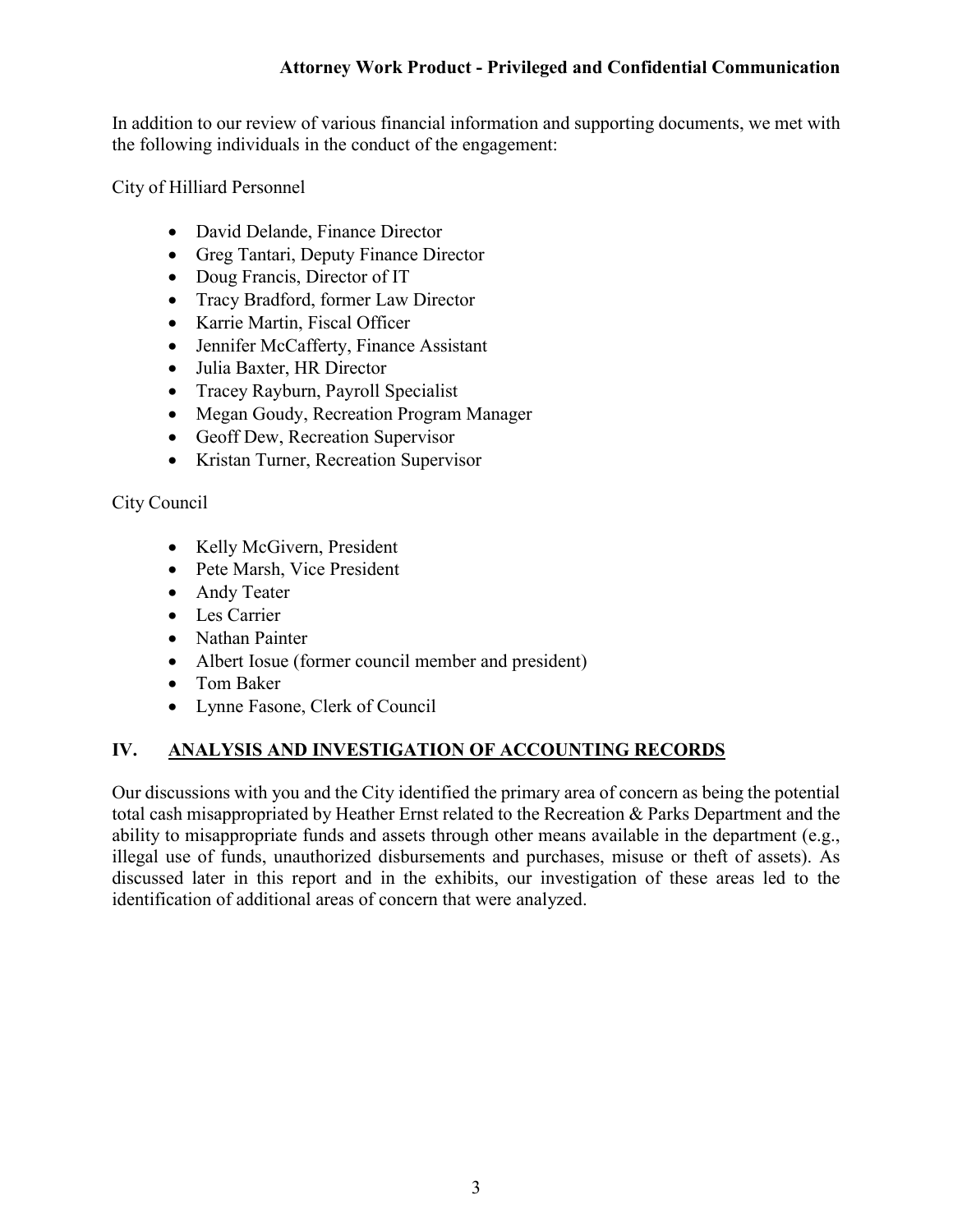In addition to our review of various financial information and supporting documents, we met with the following individuals in the conduct of the engagement:

City of Hilliard Personnel

- David Delande, Finance Director
- Greg Tantari, Deputy Finance Director
- Doug Francis, Director of IT
- Tracy Bradford, former Law Director
- Karrie Martin, Fiscal Officer
- Jennifer McCafferty, Finance Assistant
- Julia Baxter, HR Director
- Tracey Rayburn, Payroll Specialist
- Megan Goudy, Recreation Program Manager
- Geoff Dew, Recreation Supervisor
- Kristan Turner, Recreation Supervisor

City Council

- Kelly McGivern, President
- Pete Marsh, Vice President
- Andy Teater
- Les Carrier
- Nathan Painter
- Albert Iosue (former council member and president)
- Tom Baker
- Lynne Fasone, Clerk of Council

## IV. ANALYSIS AND INVESTIGATION OF ACCOUNTING RECORDS

Our discussions with you and the City identified the primary area of concern as being the potential total cash misappropriated by Heather Ernst related to the Recreation & Parks Department and the ability to misappropriate funds and assets through other means available in the department (e.g., illegal use of funds, unauthorized disbursements and purchases, misuse or theft of assets). As discussed later in this report and in the exhibits, our investigation of these areas led to the identification of additional areas of concern that were analyzed.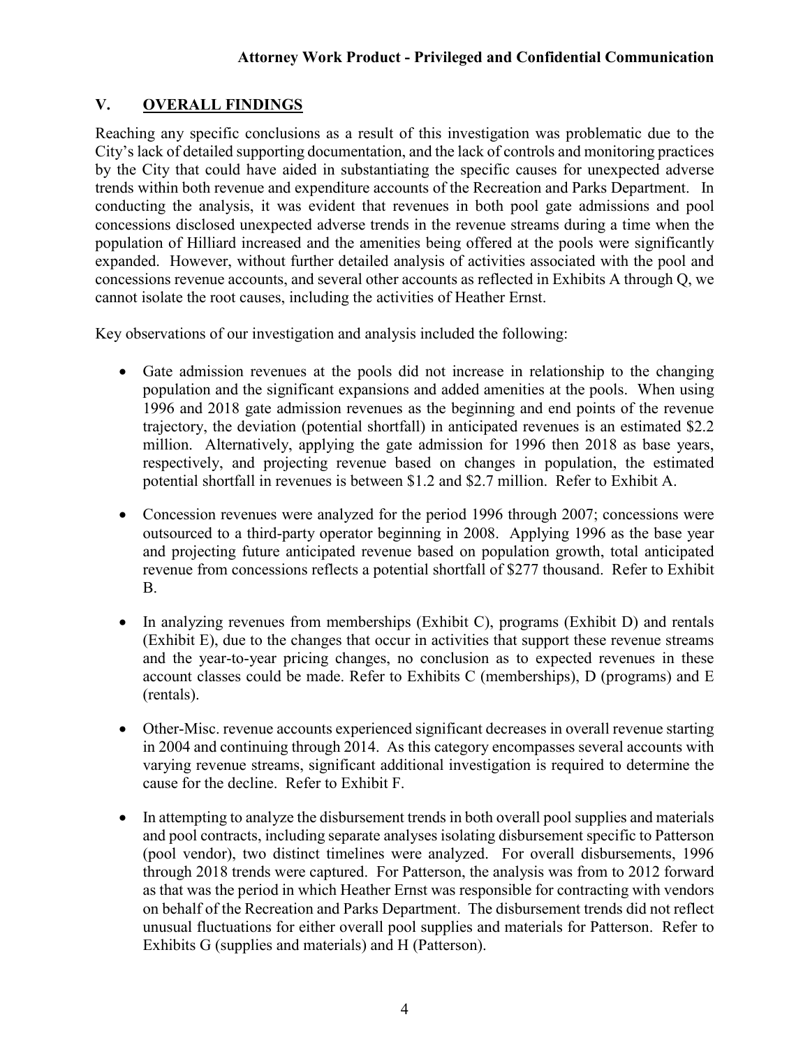## V. OVERALL FINDINGS

Reaching any specific conclusions as a result of this investigation was problematic due to the City's lack of detailed supporting documentation, and the lack of controls and monitoring practices by the City that could have aided in substantiating the specific causes for unexpected adverse trends within both revenue and expenditure accounts of the Recreation and Parks Department. In conducting the analysis, it was evident that revenues in both pool gate admissions and pool concessions disclosed unexpected adverse trends in the revenue streams during a time when the population of Hilliard increased and the amenities being offered at the pools were significantly expanded. However, without further detailed analysis of activities associated with the pool and concessions revenue accounts, and several other accounts as reflected in Exhibits A through Q, we cannot isolate the root causes, including the activities of Heather Ernst.

Key observations of our investigation and analysis included the following:

- Gate admission revenues at the pools did not increase in relationship to the changing population and the significant expansions and added amenities at the pools. When using 1996 and 2018 gate admission revenues as the beginning and end points of the revenue trajectory, the deviation (potential shortfall) in anticipated revenues is an estimated $2.2 million. Alternatively, applying the gate admission for 1996 then 2018 as base years, respectively, and projecting revenue based on changes in population, the estimated potential shortfall in revenues is between $1.2 and $2.7 million. Refer to Exhibit A.

- Concession revenues were analyzed for the period 1996 through 2007; concessions were outsourced to a third-party operator beginning in 2008. Applying 1996 as the base year and projecting future anticipated revenue based on population growth, total anticipated revenue from concessions reflects a potential shortfall of $277 thousand. Refer to Exhibit B.

- In analyzing revenues from memberships (Exhibit C), programs (Exhibit D) and rentals (Exhibit E), due to the changes that occur in activities that support these revenue streams and the year-to-year pricing changes, no conclusion as to expected revenues in these account classes could be made. Refer to Exhibits C (memberships), D (programs) and E (rentals).

- Other-Misc. revenue accounts experienced significant decreases in overall revenue starting in 2004 and continuing through 2014. As this category encompasses several accounts with varying revenue streams, significant additional investigation is required to determine the cause for the decline. Refer to Exhibit F.

- In attempting to analyze the disbursement trends in both overall pool supplies and materials and pool contracts, including separate analyses isolating disbursement specific to Patterson (pool vendor), two distinct timelines were analyzed. For overall disbursements, 1996 through 2018 trends were captured. For Patterson, the analysis was from to 2012 forward as that was the period in which Heather Ernst was responsible for contracting with vendors on behalf of the Recreation and Parks Department. The disbursement trends did not reflect unusual fluctuations for either overall pool supplies and materials for Patterson. Refer to Exhibits G (supplies and materials) and H (Patterson).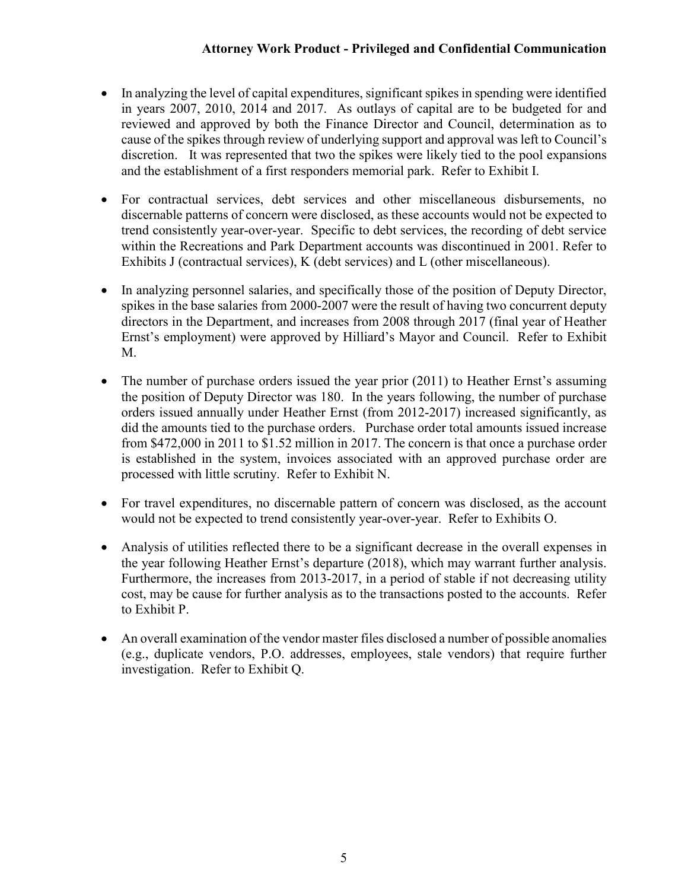- In analyzing the level of capital expenditures, significant spikes in spending were identified in years 2007, 2010, 2014 and 2017. As outlays of capital are to be budgeted for and reviewed and approved by both the Finance Director and Council, determination as to cause of the spikes through review of underlying support and approval was left to Council's discretion. It was represented that two the spikes were likely tied to the pool expansions and the establishment of a first responders memorial park. Refer to Exhibit I.

- For contractual services, debt services and other miscellaneous disbursements, no discernable patterns of concern were disclosed, as these accounts would not be expected to trend consistently year-over-year. Specific to debt services, the recording of debt service within the Recreations and Park Department accounts was discontinued in 2001. Refer to Exhibits J (contractual services), K (debt services) and L (other miscellaneous).

- In analyzing personnel salaries, and specifically those of the position of Deputy Director, spikes in the base salaries from 2000-2007 were the result of having two concurrent deputy directors in the Department, and increases from 2008 through 2017 (final year of Heather Ernst's employment) were approved by Hilliard's Mayor and Council. Refer to Exhibit M.

- The number of purchase orders issued the year prior (2011) to Heather Ernst's assuming the position of Deputy Director was 180. In the years following, the number of purchase orders issued annually under Heather Ernst (from 2012-2017) increased significantly, as did the amounts tied to the purchase orders. Purchase order total amounts issued increase from $472,000 in 2011 to $1.52 million in 2017. The concern is that once a purchase order is established in the system, invoices associated with an approved purchase order are processed with little scrutiny. Refer to Exhibit N.

- For travel expenditures, no discernable pattern of concern was disclosed, as the account would not be expected to trend consistently year-over-year. Refer to Exhibits O.

- Analysis of utilities reflected there to be a significant decrease in the overall expenses in the year following Heather Ernst's departure (2018), which may warrant further analysis. Furthermore, the increases from 2013-2017, in a period of stable if not decreasing utility cost, may be cause for further analysis as to the transactions posted to the accounts. Refer to Exhibit P.

- An overall examination of the vendor master files disclosed a number of possible anomalies (e.g., duplicate vendors, P.O. addresses, employees, stale vendors) that require further investigation. Refer to Exhibit Q.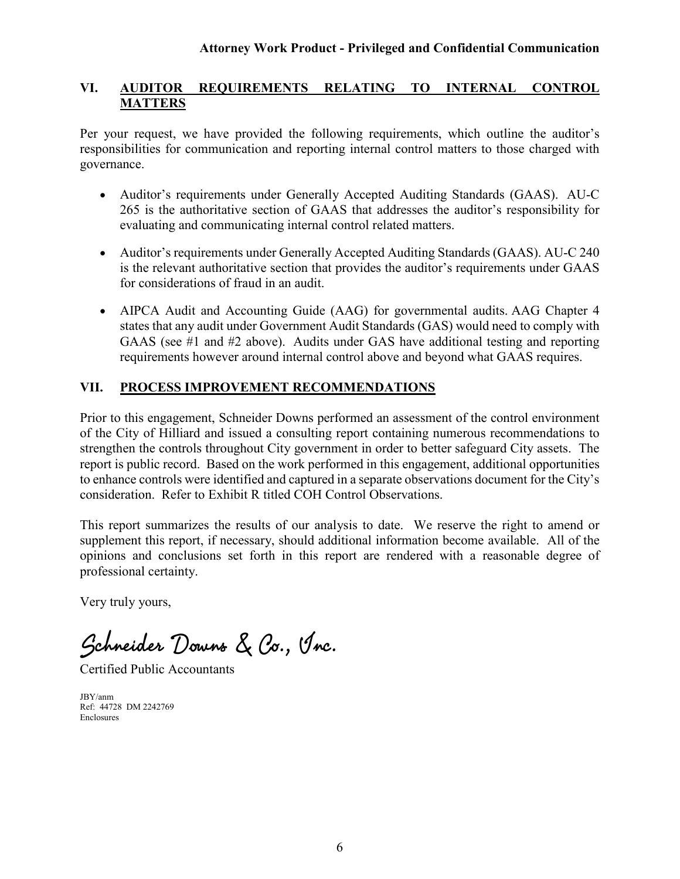**Attorney Work Product - Privileged and Confidential Communication**

## VI. AUDITOR REQUIREMENTS RELATING TO INTERNAL CONTROL MATTERS

Per your request, we have provided the following requirements, which outline the auditor's responsibilities for communication and reporting internal control matters to those charged with governance.

- Auditor's requirements under Generally Accepted Auditing Standards (GAAS). AU-C 265 is the authoritative section of GAAS that addresses the auditor's responsibility for evaluating and communicating internal control related matters.
- Auditor's requirements under Generally Accepted Auditing Standards (GAAS). AU-C 240 is the relevant authoritative section that provides the auditor's requirements under GAAS for considerations of fraud in an audit.
- AIPCA Audit and Accounting Guide (AAG) for governmental audits. AAG Chapter 4 states that any audit under Government Audit Standards (GAS) would need to comply with GAAS (see #1 and #2 above). Audits under GAS have additional testing and reporting requirements however around internal control above and beyond what GAAS requires.

## VII. PROCESS IMPROVEMENT RECOMMENDATIONS

Prior to this engagement, Schneider Downs performed an assessment of the control environment of the City of Hilliard and issued a consulting report containing numerous recommendations to strengthen the controls throughout City government in order to better safeguard City assets. The report is public record. Based on the work performed in this engagement, additional opportunities to enhance controls were identified and captured in a separate observations document for the City's consideration. Refer to Exhibit R titled COH Control Observations.

This report summarizes the results of our analysis to date. We reserve the right to amend or supplement this report, if necessary, should additional information become available. All of the opinions and conclusions set forth in this report are rendered with a reasonable degree of professional certainty.

Very truly yours,

*Schneider Downs & Co., Inc.*

Certified Public Accountants

JBY/anm
Ref: 44728 DM 2242769
Enclosures